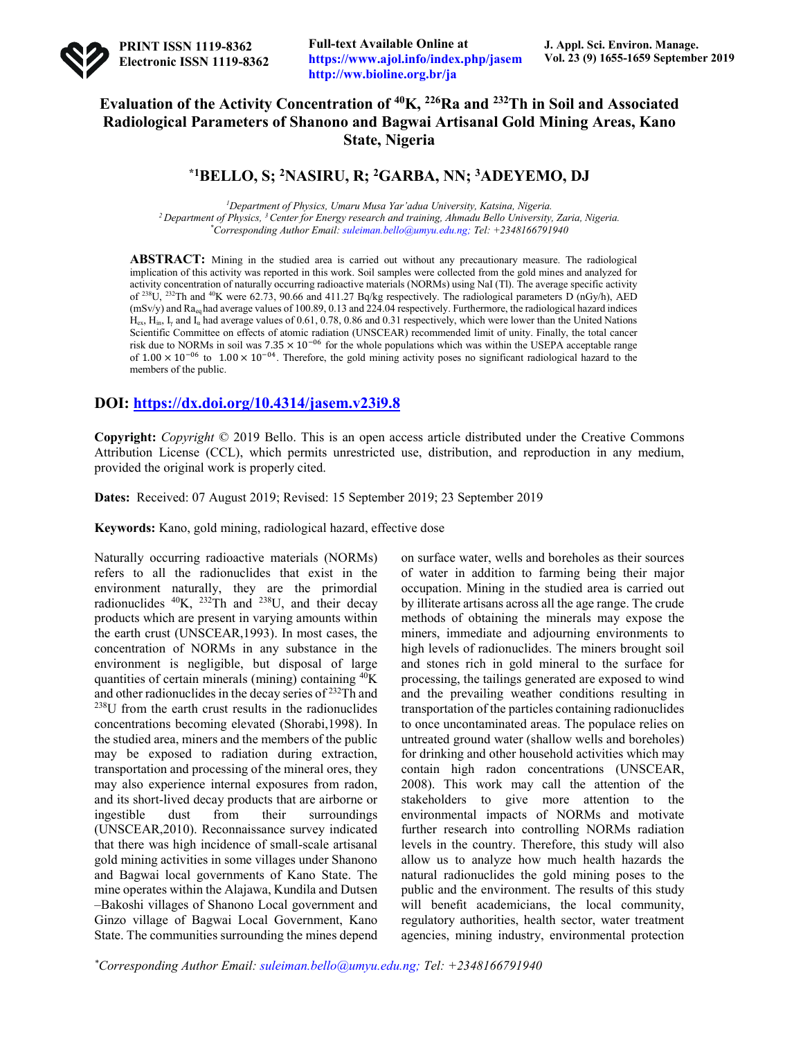# Evaluation of the Activity Concentration of $^{40}$K, $^{226}$Ra and $^{232}$Th in Soil and Associated Radiological Parameters of Shanono and Bagwai Artisanal Gold Mining Areas, Kano State, Nigeria

## *[1]BELLO, S; [2]NASIRU, R; [2]GARBA, NN; [3]ADEYEMO, DJ

*[1]Department of Physics, Umaru Musa Yar'adua University, Katsina, Nigeria.*
*[2]Department of Physics, [3]Center for Energy research and training, Ahmadu Bello University, Zaria, Nigeria.*
*\*Corresponding Author Email: suleiman.bello@umyu.edu.ng; Tel: +2348166791940*

**ABSTRACT:** Mining in the studied area is carried out without any precautionary measure. The radiological implication of this activity was reported in this work. Soil samples were collected from the gold mines and analyzed for activity concentration of naturally occurring radioactive materials (NORMs) using NaI (Tl). The average specific activity of $^{238}$U, $^{232}$Th and $^{40}$K were 62.73, 90.66 and 411.27 Bq/kg respectively. The radiological parameters D (nGy/h), AED (mSv/y) and $Ra_{eq}$ had average values of 100.89, 0.13 and 224.04 respectively. Furthermore, the radiological hazard indices $H_{ex}$, $H_{in}$, $I_{\gamma}$ and $I_{\alpha}$ had average values of 0.61, 0.78, 0.86 and 0.31 respectively, which were lower than the United Nations Scientific Committee on effects of atomic radiation (UNSCEAR) recommended limit of unity. Finally, the total cancer risk due to NORMs in soil was $7.35 \times 10^{-06}$ for the whole populations which was within the USEPA acceptable range of $1.00 \times 10^{-06}$ to $1.00 \times 10^{-04}$. Therefore, the gold mining activity poses no significant radiological hazard to the members of the public.

**DOI: https://dx.doi.org/10.4314/jasem.v23i9.8**

**Copyright:** *Copyright* © 2019 Bello. This is an open access article distributed under the Creative Commons Attribution License (CCL), which permits unrestricted use, distribution, and reproduction in any medium, provided the original work is properly cited.

**Dates:** Received: 07 August 2019; Revised: 15 September 2019; 23 September 2019

**Keywords:** Kano, gold mining, radiological hazard, effective dose

Naturally occurring radioactive materials (NORMs) refers to all the radionuclides that exist in the environment naturally, they are the primordial radionuclides $^{40}$K, $^{232}$Th and $^{238}$U, and their decay products which are present in varying amounts within the earth crust (UNSCEAR,1993). In most cases, the concentration of NORMs in any substance in the environment is negligible, but disposal of large quantities of certain minerals (mining) containing $^{40}$K and other radionuclides in the decay series of $^{232}$Th and $^{238}$U from the earth crust results in the radionuclides concentrations becoming elevated (Shorabi,1998). In the studied area, miners and the members of the public may be exposed to radiation during extraction, transportation and processing of the mineral ores, they may also experience internal exposures from radon, and its short-lived decay products that are airborne or ingestible dust from their surroundings (UNSCEAR,2010). Reconnaissance survey indicated that there was high incidence of small-scale artisanal gold mining activities in some villages under Shanono and Bagwai local governments of Kano State. The mine operates within the Alajawa, Kundila and Dutsen –Bakoshi villages of Shanono Local government and Ginzo village of Bagwai Local Government, Kano State. The communities surrounding the mines depend on surface water, wells and boreholes as their sources of water in addition to farming being their major occupation. Mining in the studied area is carried out by illiterate artisans across all the age range. The crude methods of obtaining the minerals may expose the miners, immediate and adjourning environments to high levels of radionuclides. The miners brought soil and stones rich in gold mineral to the surface for processing, the tailings generated are exposed to wind and the prevailing weather conditions resulting in transportation of the particles containing radionuclides to once uncontaminated areas. The populace relies on untreated ground water (shallow wells and boreholes) for drinking and other household activities which may contain high radon concentrations (UNSCEAR, 2008). This work may call the attention of the stakeholders to give more attention to the environmental impacts of NORMs and motivate further research into controlling NORMs radiation levels in the country. Therefore, this study will also allow us to analyze how much health hazards the natural radionuclides the gold mining poses to the public and the environment. The results of this study will benefit academicians, the local community, regulatory authorities, health sector, water treatment agencies, mining industry, environmental protection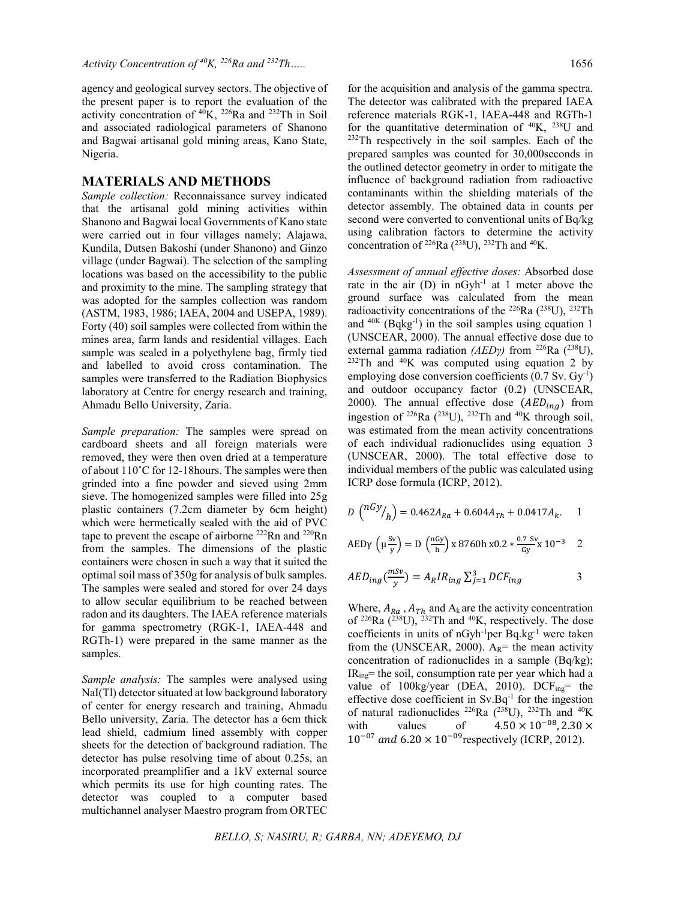agency and geological survey sectors. The objective of the present paper is to report the evaluation of the activity concentration of $^{40}K$, $^{226}Ra$ and $^{232}Th$ in Soil and associated radiological parameters of Shanono and Bagwai artisanal gold mining areas, Kano State, Nigeria.

## MATERIALS AND METHODS

*Sample collection:* Reconnaissance survey indicated that the artisanal gold mining activities within Shanono and Bagwai local Governments of Kano state were carried out in four villages namely; Alajawa, Kundila, Dutsen Bakoshi (under Shanono) and Ginzo village (under Bagwai). The selection of the sampling locations was based on the accessibility to the public and proximity to the mine. The sampling strategy that was adopted for the samples collection was random (ASTM, 1983, 1986; IAEA, 2004 and USEPA, 1989). Forty (40) soil samples were collected from within the mines area, farm lands and residential villages. Each sample was sealed in a polyethylene bag, firmly tied and labelled to avoid cross contamination. The samples were transferred to the Radiation Biophysics laboratory at Centre for energy research and training, Ahmadu Bello University, Zaria.

*Sample preparation:* The samples were spread on cardboard sheets and all foreign materials were removed, they were then oven dried at a temperature of about 110˚C for 12-18hours. The samples were then grinded into a fine powder and sieved using 2mm sieve. The homogenized samples were filled into 25g plastic containers (7.2cm diameter by 6cm height) which were hermetically sealed with the aid of PVC tape to prevent the escape of airborne $^{222}Rn$ and $^{220}Rn$ from the samples. The dimensions of the plastic containers were chosen in such a way that it suited the optimal soil mass of 350g for analysis of bulk samples. The samples were sealed and stored for over 24 days to allow secular equilibrium to be reached between radon and its daughters. The IAEA reference materials for gamma spectrometry (RGK-1, IAEA-448 and RGTh-1) were prepared in the same manner as the samples.

*Sample analysis:* The samples were analysed using NaI(Tl) detector situated at low background laboratory of center for energy research and training, Ahmadu Bello university, Zaria. The detector has a 6cm thick lead shield, cadmium lined assembly with copper sheets for the detection of background radiation. The detector has pulse resolving time of about 0.25s, an incorporated preamplifier and a 1kV external source which permits its use for high counting rates. The detector was coupled to a computer based multichannel analyser Maestro program from ORTEC for the acquisition and analysis of the gamma spectra. The detector was calibrated with the prepared IAEA reference materials RGK-1, IAEA-448 and RGTh-1 for the quantitative determination of $^{40}K$, $^{238}U$ and $^{232}Th$ respectively in the soil samples. Each of the prepared samples was counted for 30,000seconds in the outlined detector geometry in order to mitigate the influence of background radiation from radioactive contaminants within the shielding materials of the detector assembly. The obtained data in counts per second were converted to conventional units of Bq/kg using calibration factors to determine the activity concentration of $^{226}Ra$ ($^{238}U$), $^{232}Th$ and $^{40}K$.

*Assessment of annual effective doses:* Absorbed dose rate in the air (D) in nGyh$^{-1}$ at 1 meter above the ground surface was calculated from the mean radioactivity concentrations of the $^{226}Ra$ ($^{238}U$), $^{232}Th$ and $^{40K}$ (Bqkg$^{-1}$) in the soil samples using equation 1 (UNSCEAR, 2000). The annual effective dose due to external gamma radiation *(AEDγ)* from $^{226}Ra$ ($^{238}U$), $^{232}Th$ and $^{40}K$ was computed using equation 2 by employing dose conversion coefficients (0.7 Sv. Gy$^{-1}$) and outdoor occupancy factor (0.2) (UNSCEAR, 2000). The annual effective dose ($AED_{ing}$) from ingestion of $^{226}Ra$ ($^{238}U$), $^{232}Th$ and $^{40}K$ through soil, was estimated from the mean activity concentrations of each individual radionuclides using equation 3 (UNSCEAR, 2000). The total effective dose to individual members of the public was calculated using ICRP dose formula (ICRP, 2012).

$$D\left(^{nGy}/_{h}\right) = 0.462A_{Ra} + 0.604A_{Th} + 0.0417A_{k}. \quad 1$$

$$\text{AED}\gamma\left(\mu\frac{\text{Sv}}{\text{y}}\right) = \text{D}\left(\frac{\text{nGy}}{\text{h}}\right) \text{x } 8760\text{h x}0.2 * \frac{0.7\text{ Sv}}{\text{Gy}} \text{x } 10^{-3} \quad 2$$

$$AED_{ing}\left(\frac{mSv}{y}\right) = A_R IR_{ing} \sum_{j=1}^{3} DCF_{ing} \quad 3$$

Where, $A_{Ra}$ , $A_{Th}$ and $A_k$ are the activity concentration of $^{226}Ra$ ($^{238}U$), $^{232}Th$ and $^{40}K$, respectively. The dose coefficients in units of nGyh$^{-1}$per Bq.kg$^{-1}$ were taken from the (UNSCEAR, 2000). $A_R$= the mean activity concentration of radionuclides in a sample (Bq/kg); $IR_{ing}$= the soil, consumption rate per year which had a value of 100kg/year (DEA, 2010). $DCF_{ing}$= the effective dose coefficient in Sv.Bq$^{-1}$ for the ingestion of natural radionuclides $^{226}Ra$ ($^{238}U$), $^{232}Th$ and $^{40}K$ with values of $4.50 \times 10^{-08}, 2.30 \times 10^{-07}$ $and$ $6.20 \times 10^{-09}$respectively (ICRP, 2012).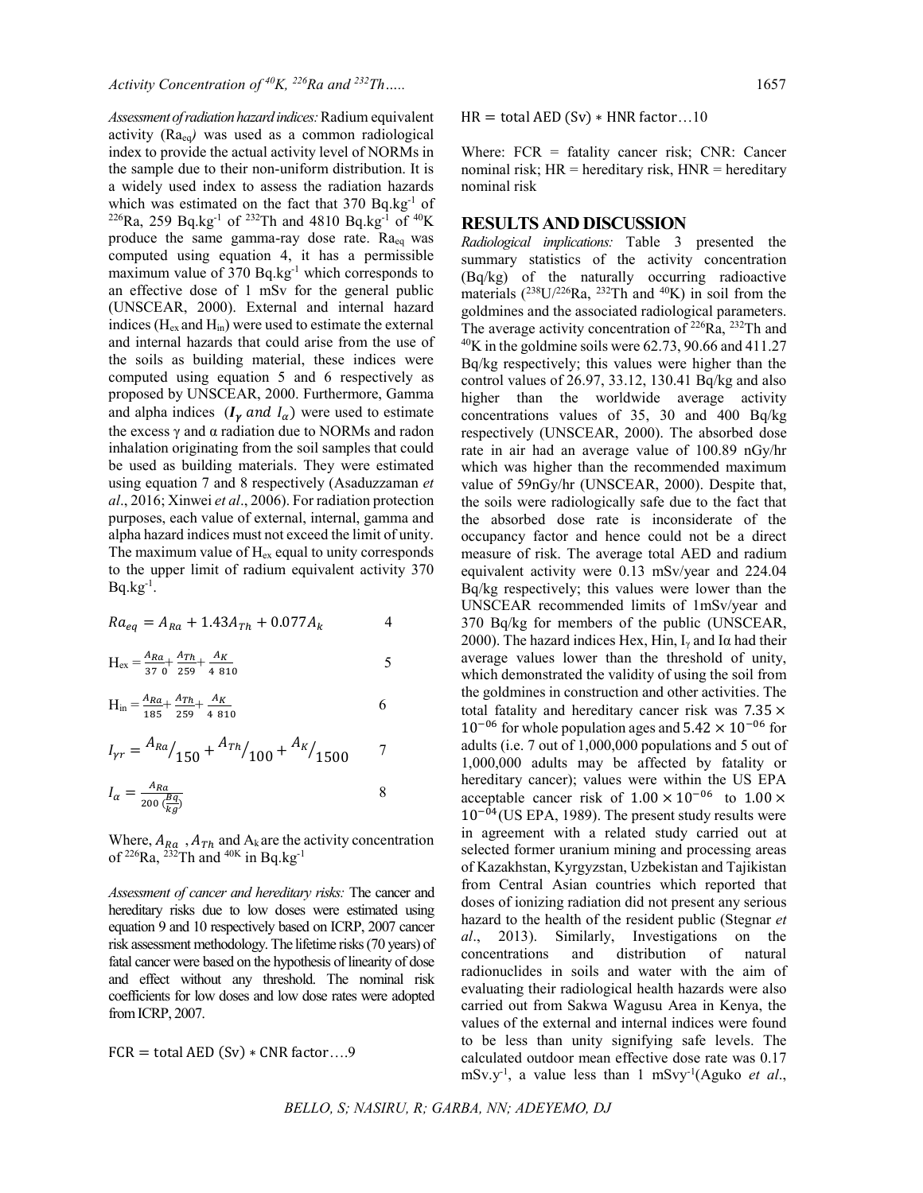*Assessment of radiation hazard indices:* Radium equivalent activity ($Ra_{eq}$) was used as a common radiological index to provide the actual activity level of NORMs in the sample due to their non-uniform distribution. It is a widely used index to assess the radiation hazards which was estimated on the fact that 370 $Bq.kg^{-1}$ of $^{226}Ra$, 259 $Bq.kg^{-1}$ of $^{232}Th$ and 4810 $Bq.kg^{-1}$ of $^{40}K$ produce the same gamma-ray dose rate. $Ra_{eq}$ was computed using equation 4, it has a permissible maximum value of 370 $Bq.kg^{-1}$ which corresponds to an effective dose of 1 mSv for the general public (UNSCEAR, 2000). External and internal hazard indices ($H_{ex}$ and $H_{in}$) were used to estimate the external and internal hazards that could arise from the use of the soils as building material, these indices were computed using equation 5 and 6 respectively as proposed by UNSCEAR, 2000. Furthermore, Gamma and alpha indices ($I_\gamma$ and $I_\alpha$) were used to estimate the excess γ and α radiation due to NORMs and radon inhalation originating from the soil samples that could be used as building materials. They were estimated using equation 7 and 8 respectively (Asaduzzaman *et al*., 2016; Xinwei *et al*., 2006). For radiation protection purposes, each value of external, internal, gamma and alpha hazard indices must not exceed the limit of unity. The maximum value of $H_{ex}$ equal to unity corresponds to the upper limit of radium equivalent activity 370 $Bq.kg^{-1}$.

$$Ra_{eq} = A_{Ra} + 1.43A_{Th} + 0.077A_k \qquad 4$$

$$H_{ex} = \frac{A_{Ra}}{370} + \frac{A_{Th}}{259} + \frac{A_K}{4810} \qquad 5$$

$$H_{in} = \frac{A_{Ra}}{185} + \frac{A_{Th}}{259} + \frac{A_K}{4810} \qquad 6$$

$$I_{\gamma r} = {A_{Ra}}/{150} + {A_{Th}}/{100} + {A_K}/{1500} \qquad 7$$

$$I_\alpha = \frac{A_{Ra}}{200\ (\frac{Bq}{kg})} \qquad 8$$

Where, $A_{Ra}$, $A_{Th}$ and $A_k$ are the activity concentration of $^{226}Ra$, $^{232}Th$ and $^{40K}$ in $Bq.kg^{-1}$

*Assessment of cancer and hereditary risks:* The cancer and hereditary risks due to low doses were estimated using equation 9 and 10 respectively based on ICRP, 2007 cancer risk assessment methodology. The lifetime risks (70 years) of fatal cancer were based on the hypothesis of linearity of dose and effect without any threshold. The nominal risk coefficients for low doses and low dose rates were adopted from ICRP, 2007.

$$FCR = \text{total AED (Sv)} * \text{CNR factor} \ldots .9$$

$$HR = \text{total AED (Sv)} * \text{HNR factor} \ldots 10$$

Where: FCR = fatality cancer risk; CNR: Cancer nominal risk; HR = hereditary risk, HNR = hereditary nominal risk

## RESULTS AND DISCUSSION

*Radiological implications:* Table 3 presented the summary statistics of the activity concentration (Bq/kg) of the naturally occurring radioactive materials ($^{238}U/^{226}Ra$, $^{232}Th$ and $^{40}K$) in soil from the goldmines and the associated radiological parameters. The average activity concentration of $^{226}Ra$, $^{232}Th$ and $^{40}K$ in the goldmine soils were 62.73, 90.66 and 411.27 Bq/kg respectively; this values were higher than the control values of 26.97, 33.12, 130.41 Bq/kg and also higher than the worldwide average activity concentrations values of 35, 30 and 400 Bq/kg respectively (UNSCEAR, 2000). The absorbed dose rate in air had an average value of 100.89 nGy/hr which was higher than the recommended maximum value of 59nGy/hr (UNSCEAR, 2000). Despite that, the soils were radiologically safe due to the fact that the absorbed dose rate is inconsiderate of the occupancy factor and hence could not be a direct measure of risk. The average total AED and radium equivalent activity were 0.13 mSv/year and 224.04 Bq/kg respectively; this values were lower than the UNSCEAR recommended limits of 1mSv/year and 370 Bq/kg for members of the public (UNSCEAR, 2000). The hazard indices Hex, Hin, $I_\gamma$ and Iα had their average values lower than the threshold of unity, which demonstrated the validity of using the soil from the goldmines in construction and other activities. The total fatality and hereditary cancer risk was $7.35 \times 10^{-06}$ for whole population ages and $5.42 \times 10^{-06}$ for adults (i.e. 7 out of 1,000,000 populations and 5 out of 1,000,000 adults may be affected by fatality or hereditary cancer); values were within the US EPA acceptable cancer risk of $1.00 \times 10^{-06}$ to $1.00 \times 10^{-04}$ (US EPA, 1989). The present study results were in agreement with a related study carried out at selected former uranium mining and processing areas of Kazakhstan, Kyrgyzstan, Uzbekistan and Tajikistan from Central Asian countries which reported that doses of ionizing radiation did not present any serious hazard to the health of the resident public (Stegnar *et al*., 2013). Similarly, Investigations on the concentrations and distribution of natural radionuclides in soils and water with the aim of evaluating their radiological health hazards were also carried out from Sakwa Wagusu Area in Kenya, the values of the external and internal indices were found to be less than unity signifying safe levels. The calculated outdoor mean effective dose rate was 0.17 $mSv.y^{-1}$, a value less than 1 $mSvy^{-1}$(Aguko *et al*.,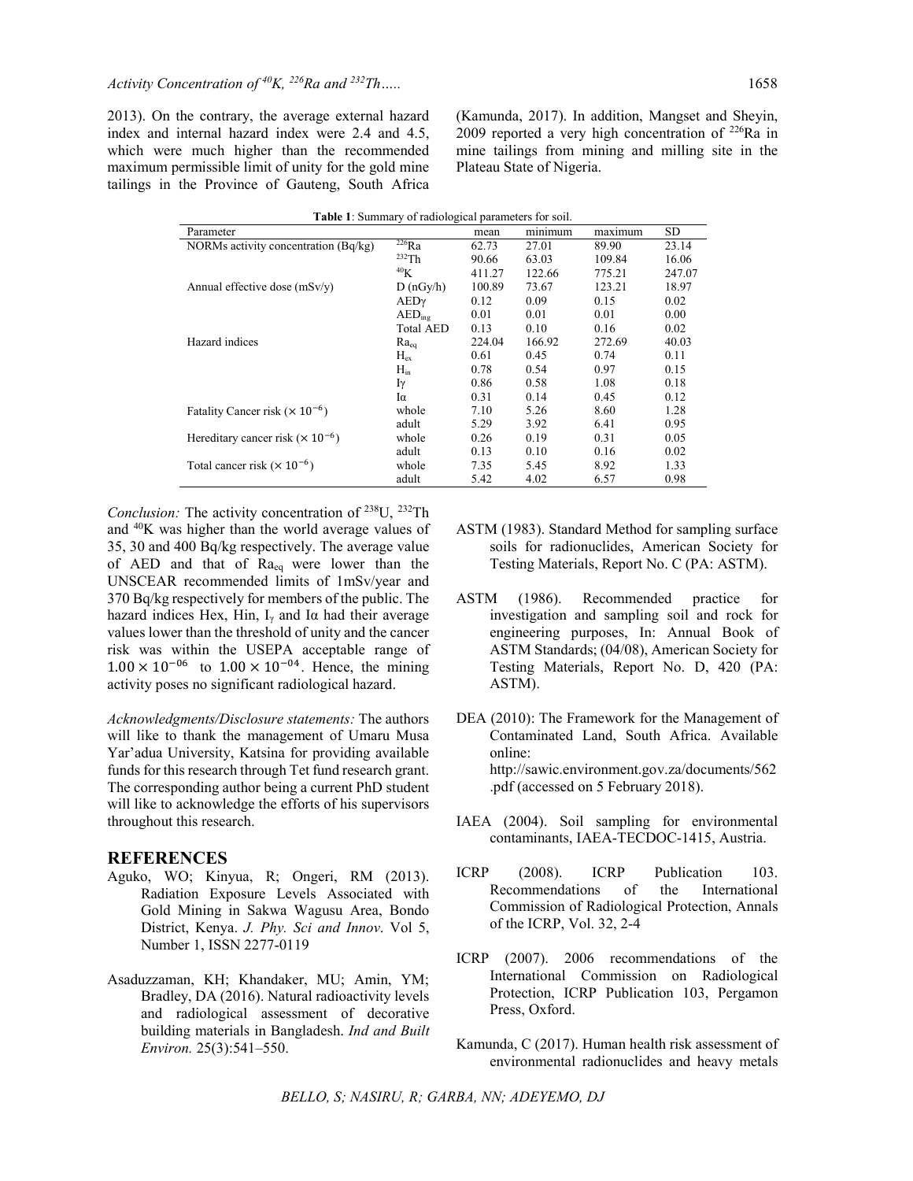2013). On the contrary, the average external hazard index and internal hazard index were 2.4 and 4.5, which were much higher than the recommended maximum permissible limit of unity for the gold mine tailings in the Province of Gauteng, South Africa (Kamunda, 2017). In addition, Mangset and Sheyin, 2009 reported a very high concentration of $^{226}$Ra in mine tailings from mining and milling site in the Plateau State of Nigeria.

**Table 1**: Summary of radiological parameters for soil.

| Parameter | | mean | minimum | maximum | SD |
|---|---|---|---|---|---|
| NORMs activity concentration (Bq/kg) | $^{226}$Ra | 62.73 | 27.01 | 89.90 | 23.14 |
| | $^{232}$Th | 90.66 | 63.03 | 109.84 | 16.06 |
| | $^{40}$K | 411.27 | 122.66 | 775.21 | 247.07 |
| Annual effective dose (mSv/y) | D (nGy/h) | 100.89 | 73.67 | 123.21 | 18.97 |
| | AEDγ | 0.12 | 0.09 | 0.15 | 0.02 |
| | $AED_{ing}$ | 0.01 | 0.01 | 0.01 | 0.00 |
| | Total AED | 0.13 | 0.10 | 0.16 | 0.02 |
| Hazard indices | $Ra_{eq}$ | 224.04 | 166.92 | 272.69 | 40.03 |
| | $H_{ex}$ | 0.61 | 0.45 | 0.74 | 0.11 |
| | $H_{in}$ | 0.78 | 0.54 | 0.97 | 0.15 |
| | Iγ | 0.86 | 0.58 | 1.08 | 0.18 |
| | Iα | 0.31 | 0.14 | 0.45 | 0.12 |
| Fatality Cancer risk ($\times 10^{-6}$) | whole | 7.10 | 5.26 | 8.60 | 1.28 |
| | adult | 5.29 | 3.92 | 6.41 | 0.95 |
| Hereditary cancer risk ($\times 10^{-6}$) | whole | 0.26 | 0.19 | 0.31 | 0.05 |
| | adult | 0.13 | 0.10 | 0.16 | 0.02 |
| Total cancer risk ($\times 10^{-6}$) | whole | 7.35 | 5.45 | 8.92 | 1.33 |
| | adult | 5.42 | 4.02 | 6.57 | 0.98 |

*Conclusion:* The activity concentration of $^{238}$U, $^{232}$Th and $^{40}$K was higher than the world average values of 35, 30 and 400 Bq/kg respectively. The average value of AED and that of $Ra_{eq}$ were lower than the UNSCEAR recommended limits of 1mSv/year and 370 Bq/kg respectively for members of the public. The hazard indices Hex, Hin, $I_γ$ and Iα had their average values lower than the threshold of unity and the cancer risk was within the USEPA acceptable range of $1.00 \times 10^{-06}$ to $1.00 \times 10^{-04}$. Hence, the mining activity poses no significant radiological hazard.

*Acknowledgments/Disclosure statements:* The authors will like to thank the management of Umaru Musa Yar'adua University, Katsina for providing available funds for this research through Tet fund research grant. The corresponding author being a current PhD student will like to acknowledge the efforts of his supervisors throughout this research.

## REFERENCES

Aguko, WO; Kinyua, R; Ongeri, RM (2013). Radiation Exposure Levels Associated with Gold Mining in Sakwa Wagusu Area, Bondo District, Kenya. *J. Phy. Sci and Innov*. Vol 5, Number 1, ISSN 2277-0119

Asaduzzaman, KH; Khandaker, MU; Amin, YM; Bradley, DA (2016). Natural radioactivity levels and radiological assessment of decorative building materials in Bangladesh. *Ind and Built Environ.* 25(3):541–550.

ASTM (1983). Standard Method for sampling surface soils for radionuclides, American Society for Testing Materials, Report No. C (PA: ASTM).

ASTM (1986). Recommended practice for investigation and sampling soil and rock for engineering purposes, In: Annual Book of ASTM Standards; (04/08), American Society for Testing Materials, Report No. D, 420 (PA: ASTM).

DEA (2010): The Framework for the Management of Contaminated Land, South Africa. Available online: http://sawic.environment.gov.za/documents/562.pdf (accessed on 5 February 2018).

IAEA (2004). Soil sampling for environmental contaminants, IAEA-TECDOC-1415, Austria.

ICRP (2008). ICRP Publication 103. Recommendations of the International Commission of Radiological Protection, Annals of the ICRP, Vol. 32, 2-4

ICRP (2007). 2006 recommendations of the International Commission on Radiological Protection, ICRP Publication 103, Pergamon Press, Oxford.

Kamunda, C (2017). Human health risk assessment of environmental radionuclides and heavy metals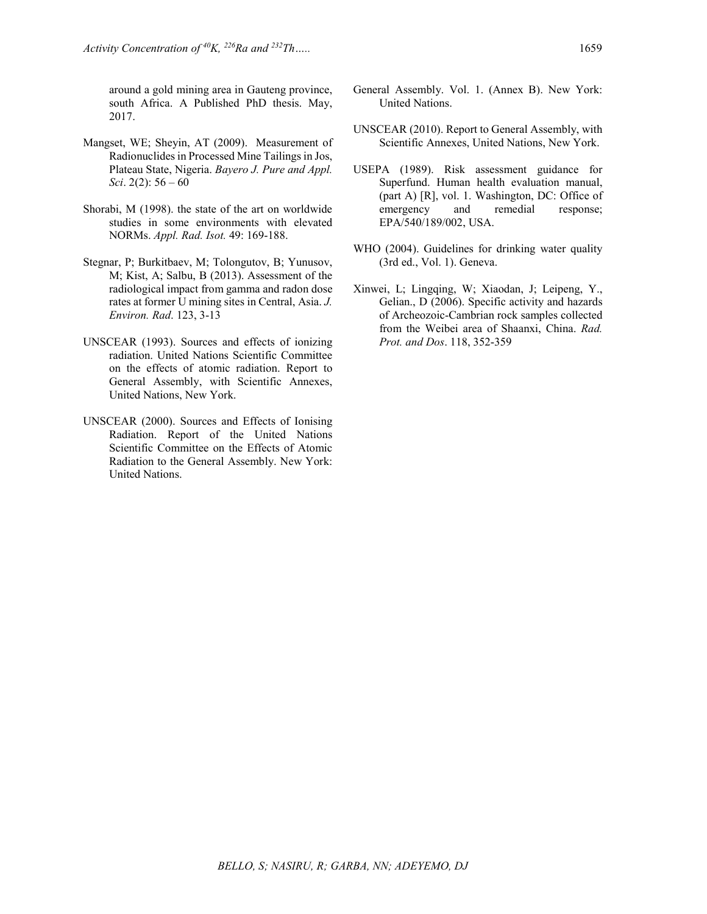around a gold mining area in Gauteng province, south Africa. A Published PhD thesis. May, 2017.

Mangset, WE; Sheyin, AT (2009). Measurement of Radionuclides in Processed Mine Tailings in Jos, Plateau State, Nigeria. *Bayero J. Pure and Appl. Sci*. 2(2): 56 – 60

Shorabi, M (1998). the state of the art on worldwide studies in some environments with elevated NORMs. *Appl. Rad. Isot.* 49: 169-188.

Stegnar, P; Burkitbaev, M; Tolongutov, B; Yunusov, M; Kist, A; Salbu, B (2013). Assessment of the radiological impact from gamma and radon dose rates at former U mining sites in Central, Asia. *J. Environ. Rad*. 123, 3-13

UNSCEAR (1993). Sources and effects of ionizing radiation. United Nations Scientific Committee on the effects of atomic radiation. Report to General Assembly, with Scientific Annexes, United Nations, New York.

UNSCEAR (2000). Sources and Effects of Ionising Radiation. Report of the United Nations Scientific Committee on the Effects of Atomic Radiation to the General Assembly. New York: United Nations.

General Assembly. Vol. 1. (Annex B). New York: United Nations.

UNSCEAR (2010). Report to General Assembly, with Scientific Annexes, United Nations, New York.

USEPA (1989). Risk assessment guidance for Superfund. Human health evaluation manual, (part A) [R], vol. 1. Washington, DC: Office of emergency and remedial response; EPA/540/189/002, USA.

WHO (2004). Guidelines for drinking water quality (3rd ed., Vol. 1). Geneva.

Xinwei, L; Lingqing, W; Xiaodan, J; Leipeng, Y., Gelian., D (2006). Specific activity and hazards of Archeozoic-Cambrian rock samples collected from the Weibei area of Shaanxi, China. *Rad. Prot. and Dos*. 118, 352-359